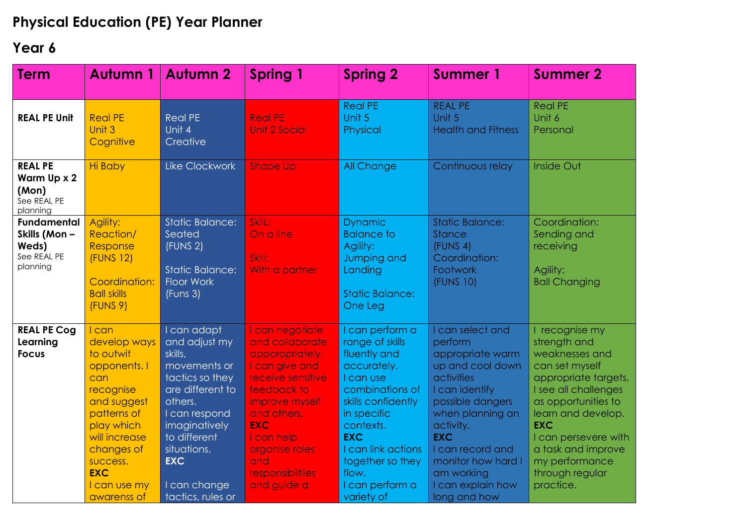# Physical Education (PE) Year Planner

## Year 6

| Term | Autumn 1 | Autumn 2 | Spring 1 | Spring 2 | Summer 1 | Summer 2 |
|---|---|---|---|---|---|---|
| **REAL PE Unit** | Real PE Unit 3 Cognitive | Real PE Unit 4 Creative | Real PE Unit 2 Social | Real PE Unit 5 Physical | REAL PE Unit 5 Health and Fitness | Real PE Unit 6 Personal |
| **REAL PE Warm Up x 2 (Mon)** See REAL PE planning | Hi Baby | Like Clockwork | Shape Up | All Change | Continuous relay | Inside Out |
| **Fundamental Skills (Mon – Weds)** See REAL PE planning | Agility: Reaction/ Response (FUNS 12)<br><br>Coordination: Ball skills (FUNS 9) | Static Balance: Seated (FUNS 2)<br><br>Static Balance: Floor Work (Funs 3) | SkilL: On a line<br><br>Skill: With a partner | Dynamic Balance to Agility: Jumping and Landing<br><br>Static Balance: One Leg | Static Balance: Stance (FUNS 4) Coordination: Footwork (FUNS 10) | Coordination: Sending and receiving<br><br>Agility: Ball Changing |
| **REAL PE Cog Learning Focus** | I can develop ways to outwit opponents. I can recognise and suggest patterns of play which will increase changes of success.<br>**EXC**<br>I can use my awarenss of | I can adapt and adjust my skills, movements or tactics so they are different to others.<br>I can respond imaginatively to different situations.<br>**EXC**<br><br>I can change tactics, rules or | I can negotiate and collaborate apporopriately.<br>I can give and receive sensitive feedback to improve myself and others.<br>**EXC**<br>I can help organise roles and responsibiltiies and guide a | I can perform a range of skills fluently and accurately.<br>I can use combinations of skills confidently in specific contexts.<br>**EXC**<br>I can link actions together so they flow.<br>I can perform a variety of | I can select and perform appropriate warm up and cool down activities<br>I can identify possible dangers when planning an activity.<br>**EXC**<br>I can record and monitor how hard I am working<br>I can explain how long and how | I recognise my strength and weaknesses and can set myself appropriate targets.<br>I see all challenges as opportunities to learn and develop.<br>**EXC**<br>I can persevere with a task and improve my performance through regular practice. |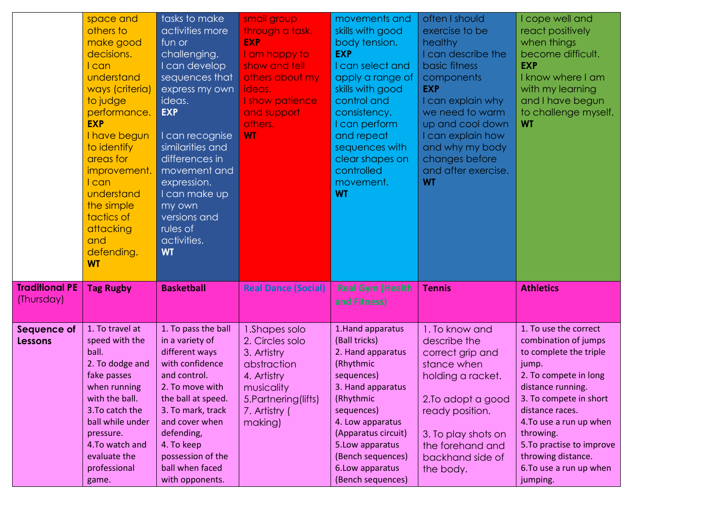| | | | | | | |
|---|---|---|---|---|---|---|
| | space and others to make good decisions.<br>I can understand ways (criteria) to judge performance.<br>**EXP**<br>I have begun to identify areas for improvement.<br>I can understand the simple tactics of attacking and defending.<br>**WT** | tasks to make activities more fun or challenging.<br>I can develop sequences that express my own ideas.<br>**EXP**<br>I can recognise similarities and differences in movement and expression.<br>I can make up my own versions and rules of activities.<br>**WT** | small group through a task.<br>**EXP**<br>I am happy to show and tell others about my ideas.<br>I show patience and support others.<br>**WT** | movements and skills with good body tension.<br>**EXP**<br>I can select and apply a range of skills with good control and consistency.<br>I can perform and repeat sequences with clear shapes on controlled movement.<br>**WT** | often I should exercise to be healthy<br>I can describe the basic fitness components<br>**EXP**<br>I can explain why we need to warm up and cool down<br>I can explain how and why my body changes before and after exercise.<br>**WT** | I cope well and react positively when things become difficult.<br>**EXP**<br>I know where I am with my learning and I have begun to challenge myself.<br>**WT** |
| **Traditional PE** (Thursday) | **Tag Rugby** | **Basketball** | **Real Dance (Social)** | **Real Gym (Health and Fitness)** | **Tennis** | **Athletics** |
| **Sequence of Lessons** | 1. To travel at speed with the ball.<br>2. To dodge and fake passes when running with the ball.<br>3.To catch the ball while under pressure.<br>4.To watch and evaluate the professional game. | 1. To pass the ball in a variety of different ways with confidence and control.<br>2. To move with the ball at speed.<br>3. To mark, track and cover when defending,<br>4. To keep possession of the ball when faced with opponents. | 1.Shapes solo<br>2. Circles solo<br>3. Artistry abstraction<br>4. Artistry musicality<br>5.Partnering(lifts)<br>7. Artistry ( making) | 1.Hand apparatus (Ball tricks)<br>2. Hand apparatus (Rhythmic sequences)<br>3. Hand apparatus (Rhythmic sequences)<br>4. Low apparatus (Apparatus circuit)<br>5.Low apparatus (Bench sequences)<br>6.Low apparatus (Bench sequences) | 1. To know and describe the correct grip and stance when holding a racket.<br><br>2.To adopt a good ready position.<br><br>3. To play shots on the forehand and backhand side of the body. | 1. To use the correct combination of jumps to complete the triple jump.<br>2. To compete in long distance running.<br>3. To compete in short distance races.<br>4.To use a run up when throwing.<br>5.To practise to improve throwing distance.<br>6.To use a run up when jumping. |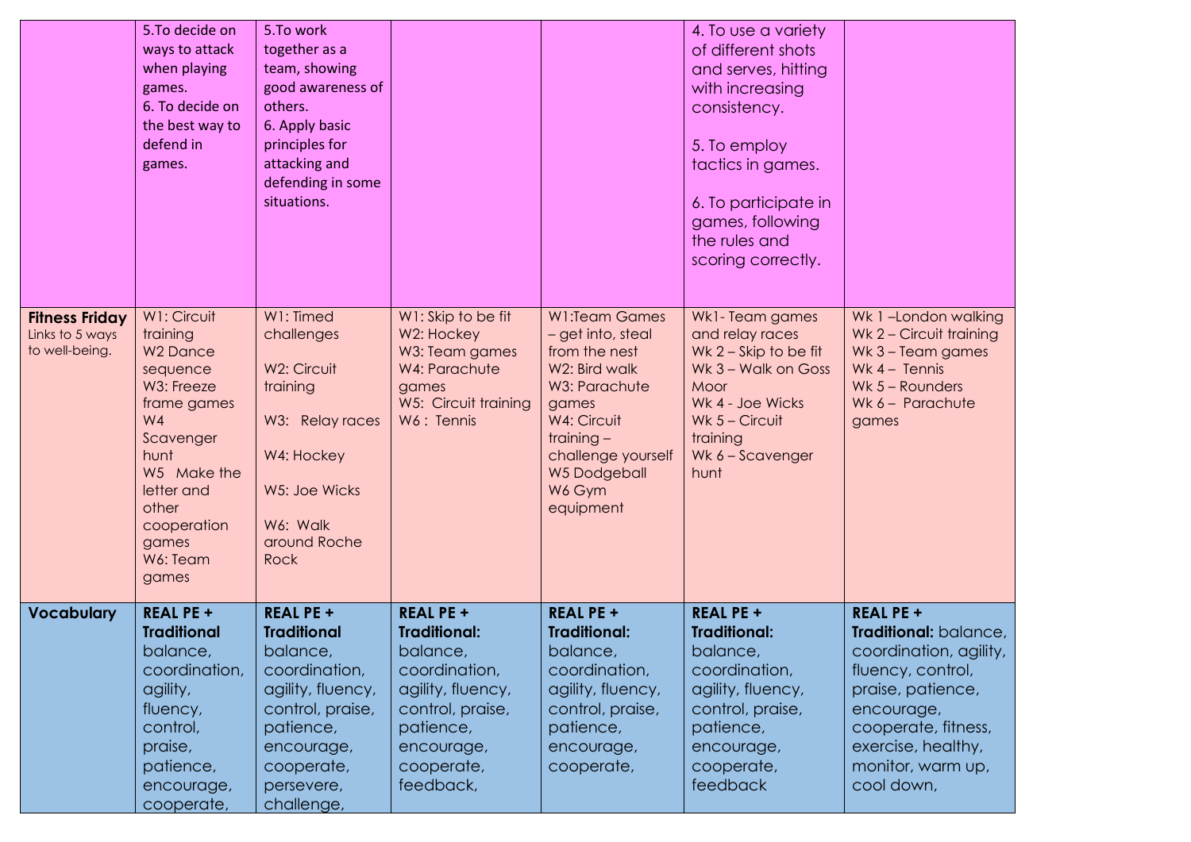| | | | | | | |
|---|---|---|---|---|---|---|
| | 5.To decide on ways to attack when playing games.<br>6. To decide on the best way to defend in games. | 5.To work together as a team, showing good awareness of others.<br>6. Apply basic principles for attacking and defending in some situations. | | | 4. To use a variety of different shots and serves, hitting with increasing consistency.<br><br>5. To employ tactics in games.<br><br>6. To participate in games, following the rules and scoring correctly. | |
| **Fitness Friday** Links to 5 ways to well-being. | W1: Circuit training<br>W2 Dance sequence<br>W3: Freeze frame games<br>W4 Scavenger hunt<br>W5 Make the letter and other cooperation games<br>W6: Team games | W1: Timed challenges<br><br>W2: Circuit training<br><br>W3: Relay races<br><br>W4: Hockey<br><br>W5: Joe Wicks<br><br>W6: Walk around Roche Rock | W1: Skip to be fit<br>W2: Hockey<br>W3: Team games<br>W4: Parachute games<br>W5: Circuit training<br>W6 : Tennis | W1:Team Games – get into, steal from the nest<br>W2: Bird walk<br>W3: Parachute games<br>W4: Circuit training – challenge yourself<br>W5 Dodgeball<br>W6 Gym equipment | Wk1- Team games and relay races<br>Wk 2 – Skip to be fit<br>Wk 3 – Walk on Goss Moor<br>Wk 4 - Joe Wicks<br>Wk 5 – Circuit training<br>Wk 6 – Scavenger hunt | Wk 1 –London walking<br>Wk 2 – Circuit training<br>Wk 3 – Team games<br>Wk 4 – Tennis<br>Wk 5 – Rounders<br>Wk 6 – Parachute games |
| **Vocabulary** | **REAL PE + Traditional** balance, coordination, agility, fluency, control, praise, patience, encourage, cooperate, | **REAL PE + Traditional** balance, coordination, agility, fluency, control, praise, patience, encourage, cooperate, persevere, challenge, | **REAL PE + Traditional:** balance, coordination, agility, fluency, control, praise, patience, encourage, cooperate, feedback, | **REAL PE + Traditional:** balance, coordination, agility, fluency, control, praise, patience, encourage, cooperate, | **REAL PE + Traditional:** balance, coordination, agility, fluency, control, praise, patience, encourage, cooperate, feedback | **REAL PE + Traditional:** balance, coordination, agility, fluency, control, praise, patience, encourage, cooperate, fitness, exercise, healthy, monitor, warm up, cool down, |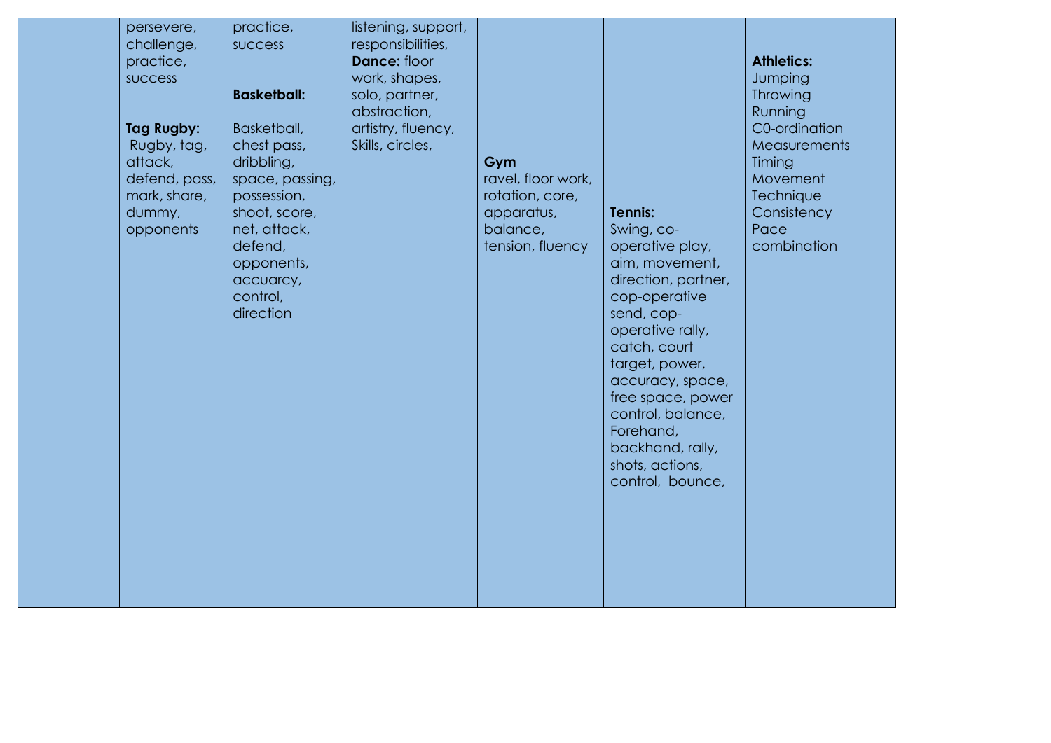| | | | | | | |
|---|---|---|---|---|---|---|
| | persevere, challenge, practice, success<br><br>**Tag Rugby:**<br>Rugby, tag, attack, defend, pass, mark, share, dummy, opponents | practice, success<br><br>**Basketball:**<br><br>Basketball, chest pass, dribbling, space, passing, possession, shoot, score, net, attack, defend, opponents, accuarcy, control, direction | listening, support, responsibilities,<br>**Dance:** floor work, shapes, solo, partner, abstraction, artistry, fluency, Skills, circles, | **Gym**<br>ravel, floor work, rotation, core, apparatus, balance, tension, fluency | **Tennis:**<br>Swing, co-operative play, aim, movement, direction, partner, cop-operative send, cop-operative rally, catch, court target, power, accuracy, space, free space, power control, balance, Forehand, backhand, rally, shots, actions, control, bounce, | **Athletics:**<br>Jumping<br>Throwing<br>Running<br>C0-ordination<br>Measurements<br>Timing<br>Movement<br>Technique<br>Consistency<br>Pace<br>combination |